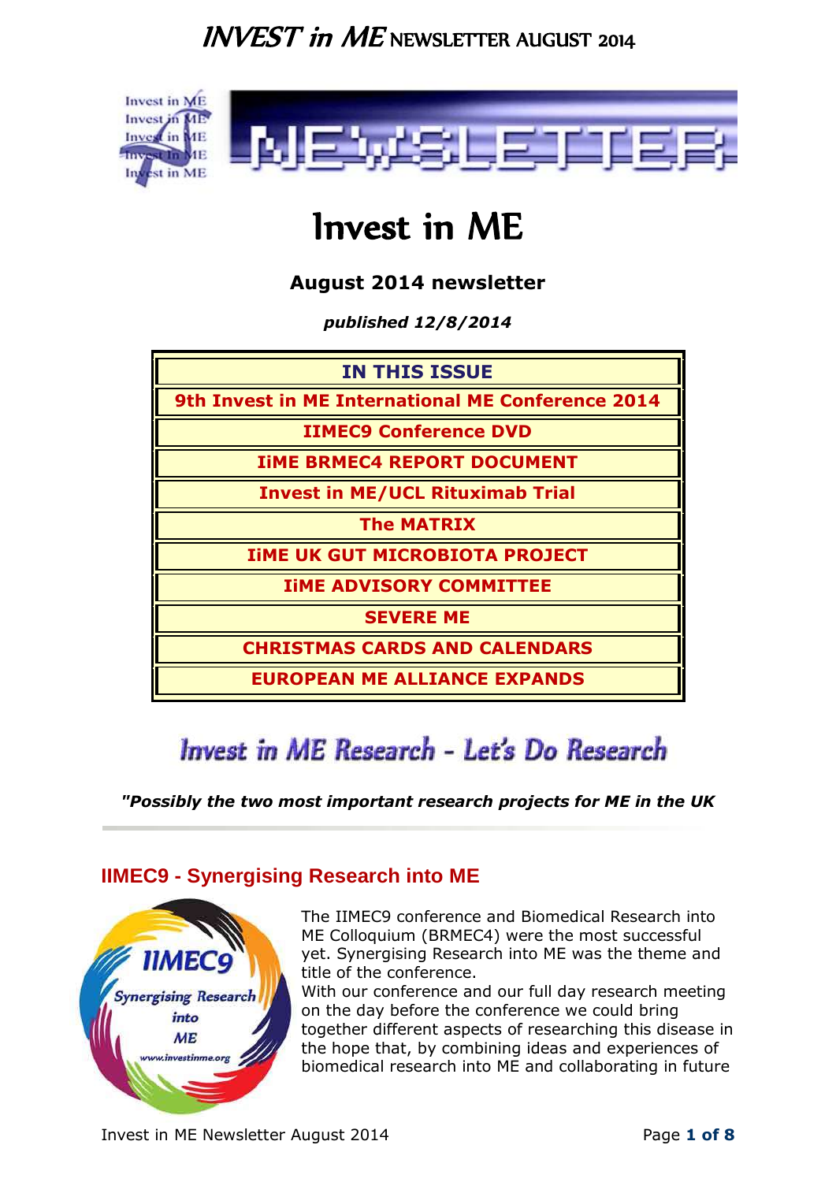# INVEST in ME NEWSLETTER AUGUST 2014

# Invest in ME

**August 2014 newsletter**

***published 12/8/2014***

| IN THIS ISSUE |
|---|
| 9th Invest in ME International ME Conference 2014 |
| IIMEC9 Conference DVD |
| IiME BRMEC4 REPORT DOCUMENT |
| Invest in ME/UCL Rituximab Trial |
| The MATRIX |
| IiME UK GUT MICROBIOTA PROJECT |
| IiME ADVISORY COMMITTEE |
| SEVERE ME |
| CHRISTMAS CARDS AND CALENDARS |
| EUROPEAN ME ALLIANCE EXPANDS |

Invest in ME Research - Let's Do Research

***"Possibly the two most important research projects for ME in the UK***

## IIMEC9 - Synergising Research into ME

The IIMEC9 conference and Biomedical Research into ME Colloquium (BRMEC4) were the most successful yet. Synergising Research into ME was the theme and title of the conference.

With our conference and our full day research meeting on the day before the conference we could bring together different aspects of researching this disease in the hope that, by combining ideas and experiences of biomedical research into ME and collaborating in future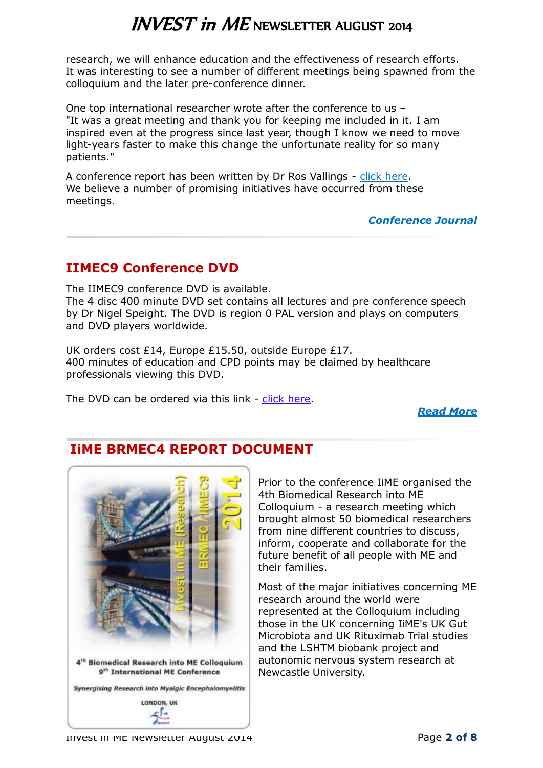research, we will enhance education and the effectiveness of research efforts.
It was interesting to see a number of different meetings being spawned from the colloquium and the later pre-conference dinner.

One top international researcher wrote after the conference to us –
"It was a great meeting and thank you for keeping me included in it. I am inspired even at the progress since last year, though I know we need to move light-years faster to make this change the unfortunate reality for so many patients."

A conference report has been written by Dr Ros Vallings - click here.
We believe a number of promising initiatives have occurred from these meetings.

***Conference Journal***

## IIMEC9 Conference DVD

The IIMEC9 conference DVD is available.
The 4 disc 400 minute DVD set contains all lectures and pre conference speech by Dr Nigel Speight. The DVD is region 0 PAL version and plays on computers and DVD players worldwide.

UK orders cost £14, Europe £15.50, outside Europe £17.
400 minutes of education and CPD points may be claimed by healthcare professionals viewing this DVD.

The DVD can be ordered via this link - click here.

***Read More***

## IiME BRMEC4 REPORT DOCUMENT

Invest in ME (Research) BRMEC/IIMEC9 2014

4th Biomedical Research into ME Colloquium
9th International ME Conference

*Synergising Research into Myalgic Encephalomyelitis*

LONDON, UK

Prior to the conference IiME organised the 4th Biomedical Research into ME Colloquium - a research meeting which brought almost 50 biomedical researchers from nine different countries to discuss, inform, cooperate and collaborate for the future benefit of all people with ME and their families.

Most of the major initiatives concerning ME research around the world were represented at the Colloquium including those in the UK concerning IiME's UK Gut Microbiota and UK Rituximab Trial studies and the LSHTM biobank project and autonomic nervous system research at Newcastle University.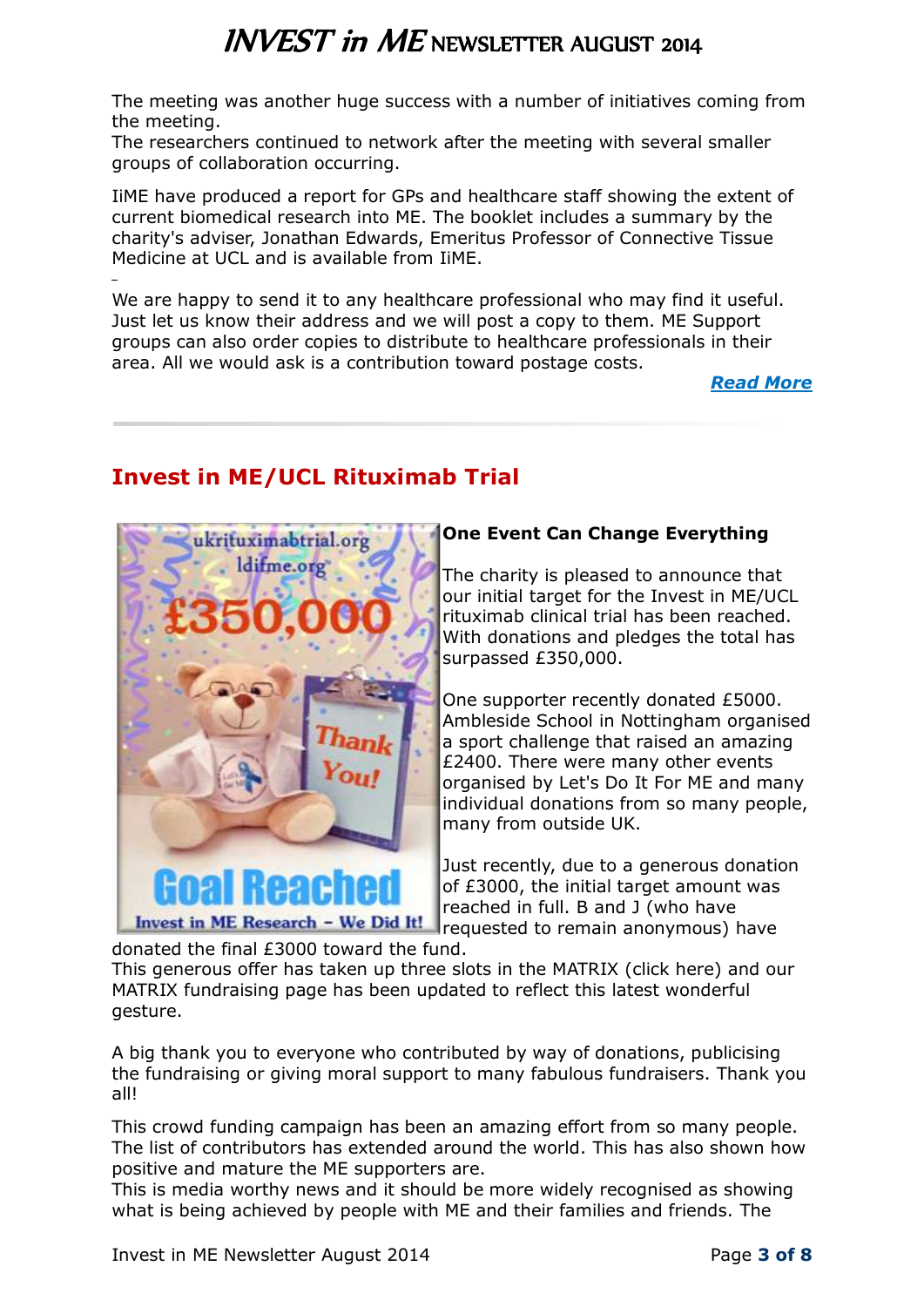The meeting was another huge success with a number of initiatives coming from the meeting.
The researchers continued to network after the meeting with several smaller groups of collaboration occurring.

IiME have produced a report for GPs and healthcare staff showing the extent of current biomedical research into ME. The booklet includes a summary by the charity's adviser, Jonathan Edwards, Emeritus Professor of Connective Tissue Medicine at UCL and is available from IiME.

We are happy to send it to any healthcare professional who may find it useful. Just let us know their address and we will post a copy to them. ME Support groups can also order copies to distribute to healthcare professionals in their area. All we would ask is a contribution toward postage costs.

***Read More***

## Invest in ME/UCL Rituximab Trial

**One Event Can Change Everything**

The charity is pleased to announce that our initial target for the Invest in ME/UCL rituximab clinical trial has been reached. With donations and pledges the total has surpassed £350,000.

One supporter recently donated £5000. Ambleside School in Nottingham organised a sport challenge that raised an amazing £2400. There were many other events organised by Let's Do It For ME and many individual donations from so many people, many from outside UK.

Just recently, due to a generous donation of £3000, the initial target amount was reached in full. B and J (who have requested to remain anonymous) have donated the final £3000 toward the fund.
This generous offer has taken up three slots in the MATRIX (click here) and our MATRIX fundraising page has been updated to reflect this latest wonderful gesture.

A big thank you to everyone who contributed by way of donations, publicising the fundraising or giving moral support to many fabulous fundraisers. Thank you all!

This crowd funding campaign has been an amazing effort from so many people. The list of contributors has extended around the world. This has also shown how positive and mature the ME supporters are.
This is media worthy news and it should be more widely recognised as showing what is being achieved by people with ME and their families and friends. The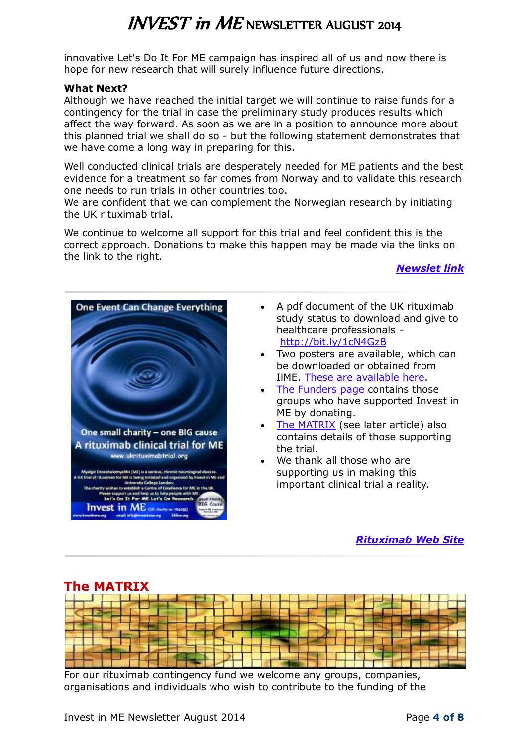innovative Let's Do It For ME campaign has inspired all of us and now there is hope for new research that will surely influence future directions.

**What Next?**

Although we have reached the initial target we will continue to raise funds for a contingency for the trial in case the preliminary study produces results which affect the way forward. As soon as we are in a position to announce more about this planned trial we shall do so - but the following statement demonstrates that we have come a long way in preparing for this.

Well conducted clinical trials are desperately needed for ME patients and the best evidence for a treatment so far comes from Norway and to validate this research one needs to run trials in other countries too.

We are confident that we can complement the Norwegian research by initiating the UK rituximab trial.

We continue to welcome all support for this trial and feel confident this is the correct approach. Donations to make this happen may be made via the links on the link to the right.

***Newslet link***

- A pdf document of the UK rituximab study status to download and give to healthcare professionals - http://bit.ly/1cN4GzB
- Two posters are available, which can be downloaded or obtained from IiME. These are available here.
- The Funders page contains those groups who have supported Invest in ME by donating.
- The MATRIX (see later article) also contains details of those supporting the trial.
- We thank all those who are supporting us in making this important clinical trial a reality.

***Rituximab Web Site***

## The MATRIX

For our rituximab contingency fund we welcome any groups, companies, organisations and individuals who wish to contribute to the funding of the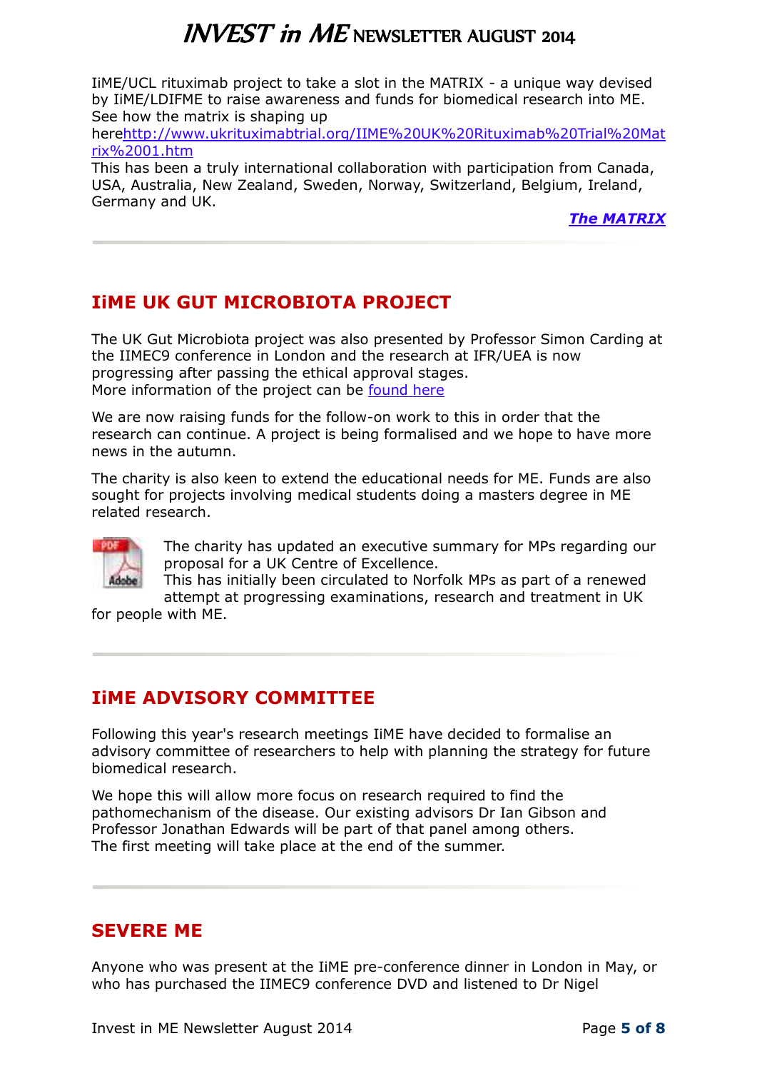IiME/UCL rituximab project to take a slot in the MATRIX - a unique way devised by IiME/LDIFME to raise awareness and funds for biomedical research into ME. See how the matrix is shaping up herehttp://www.ukrituximabtrial.org/IIME%20UK%20Rituximab%20Trial%20Matrix%2001.htm

This has been a truly international collaboration with participation from Canada, USA, Australia, New Zealand, Sweden, Norway, Switzerland, Belgium, Ireland, Germany and UK.

***The MATRIX***

## IiME UK GUT MICROBIOTA PROJECT

The UK Gut Microbiota project was also presented by Professor Simon Carding at the IIMEC9 conference in London and the research at IFR/UEA is now progressing after passing the ethical approval stages.
More information of the project can be found here

We are now raising funds for the follow-on work to this in order that the research can continue. A project is being formalised and we hope to have more news in the autumn.

The charity is also keen to extend the educational needs for ME. Funds are also sought for projects involving medical students doing a masters degree in ME related research.

The charity has updated an executive summary for MPs regarding our proposal for a UK Centre of Excellence.
This has initially been circulated to Norfolk MPs as part of a renewed attempt at progressing examinations, research and treatment in UK for people with ME.

## IiME ADVISORY COMMITTEE

Following this year's research meetings IiME have decided to formalise an advisory committee of researchers to help with planning the strategy for future biomedical research.

We hope this will allow more focus on research required to find the pathomechanism of the disease. Our existing advisors Dr Ian Gibson and Professor Jonathan Edwards will be part of that panel among others.
The first meeting will take place at the end of the summer.

## SEVERE ME

Anyone who was present at the IiME pre-conference dinner in London in May, or who has purchased the IIMEC9 conference DVD and listened to Dr Nigel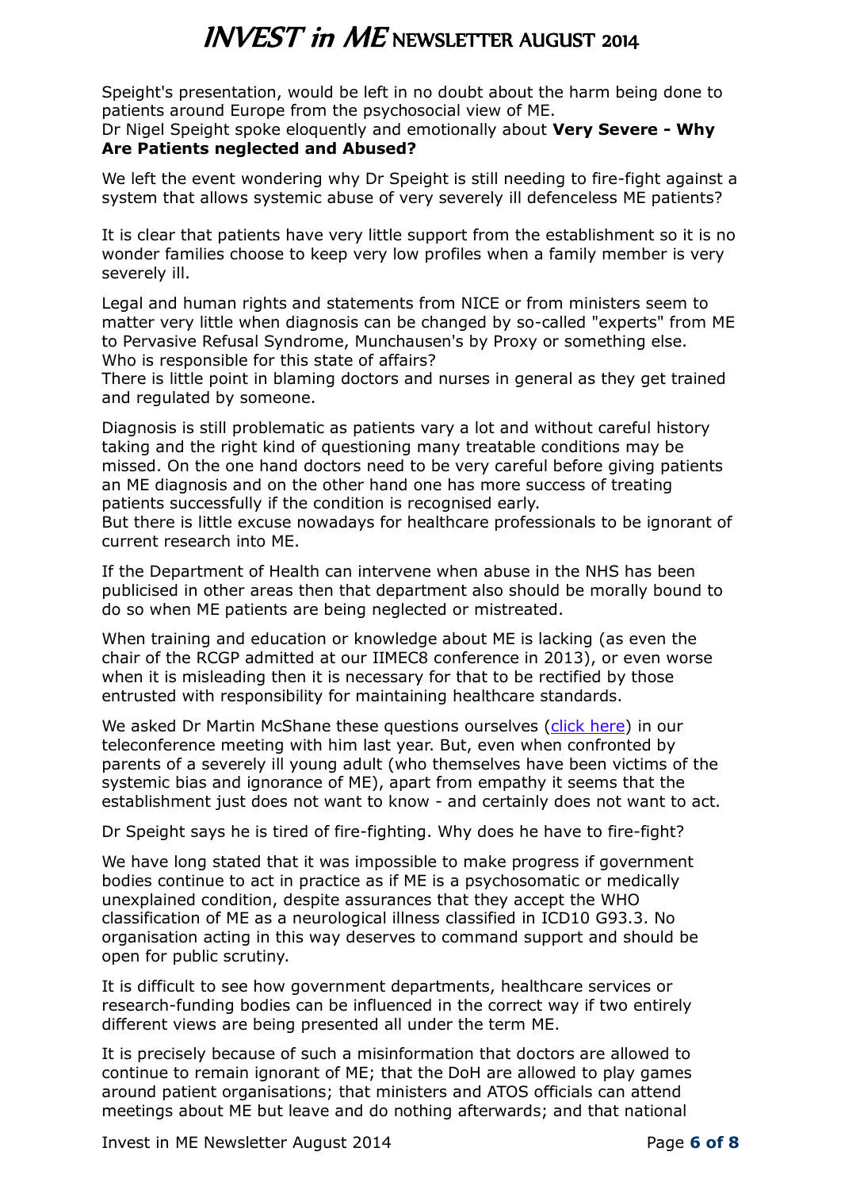Speight's presentation, would be left in no doubt about the harm being done to patients around Europe from the psychosocial view of ME.
Dr Nigel Speight spoke eloquently and emotionally about **Very Severe - Why Are Patients neglected and Abused?**

We left the event wondering why Dr Speight is still needing to fire-fight against a system that allows systemic abuse of very severely ill defenceless ME patients?

It is clear that patients have very little support from the establishment so it is no wonder families choose to keep very low profiles when a family member is very severely ill.

Legal and human rights and statements from NICE or from ministers seem to matter very little when diagnosis can be changed by so-called "experts" from ME to Pervasive Refusal Syndrome, Munchausen's by Proxy or something else.
Who is responsible for this state of affairs?
There is little point in blaming doctors and nurses in general as they get trained and regulated by someone.

Diagnosis is still problematic as patients vary a lot and without careful history taking and the right kind of questioning many treatable conditions may be missed. On the one hand doctors need to be very careful before giving patients an ME diagnosis and on the other hand one has more success of treating patients successfully if the condition is recognised early.
But there is little excuse nowadays for healthcare professionals to be ignorant of current research into ME.

If the Department of Health can intervene when abuse in the NHS has been publicised in other areas then that department also should be morally bound to do so when ME patients are being neglected or mistreated.

When training and education or knowledge about ME is lacking (as even the chair of the RCGP admitted at our IIMEC8 conference in 2013), or even worse when it is misleading then it is necessary for that to be rectified by those entrusted with responsibility for maintaining healthcare standards.

We asked Dr Martin McShane these questions ourselves (click here) in our teleconference meeting with him last year. But, even when confronted by parents of a severely ill young adult (who themselves have been victims of the systemic bias and ignorance of ME), apart from empathy it seems that the establishment just does not want to know - and certainly does not want to act.

Dr Speight says he is tired of fire-fighting. Why does he have to fire-fight?

We have long stated that it was impossible to make progress if government bodies continue to act in practice as if ME is a psychosomatic or medically unexplained condition, despite assurances that they accept the WHO classification of ME as a neurological illness classified in ICD10 G93.3. No organisation acting in this way deserves to command support and should be open for public scrutiny.

It is difficult to see how government departments, healthcare services or research-funding bodies can be influenced in the correct way if two entirely different views are being presented all under the term ME.

It is precisely because of such a misinformation that doctors are allowed to continue to remain ignorant of ME; that the DoH are allowed to play games around patient organisations; that ministers and ATOS officials can attend meetings about ME but leave and do nothing afterwards; and that national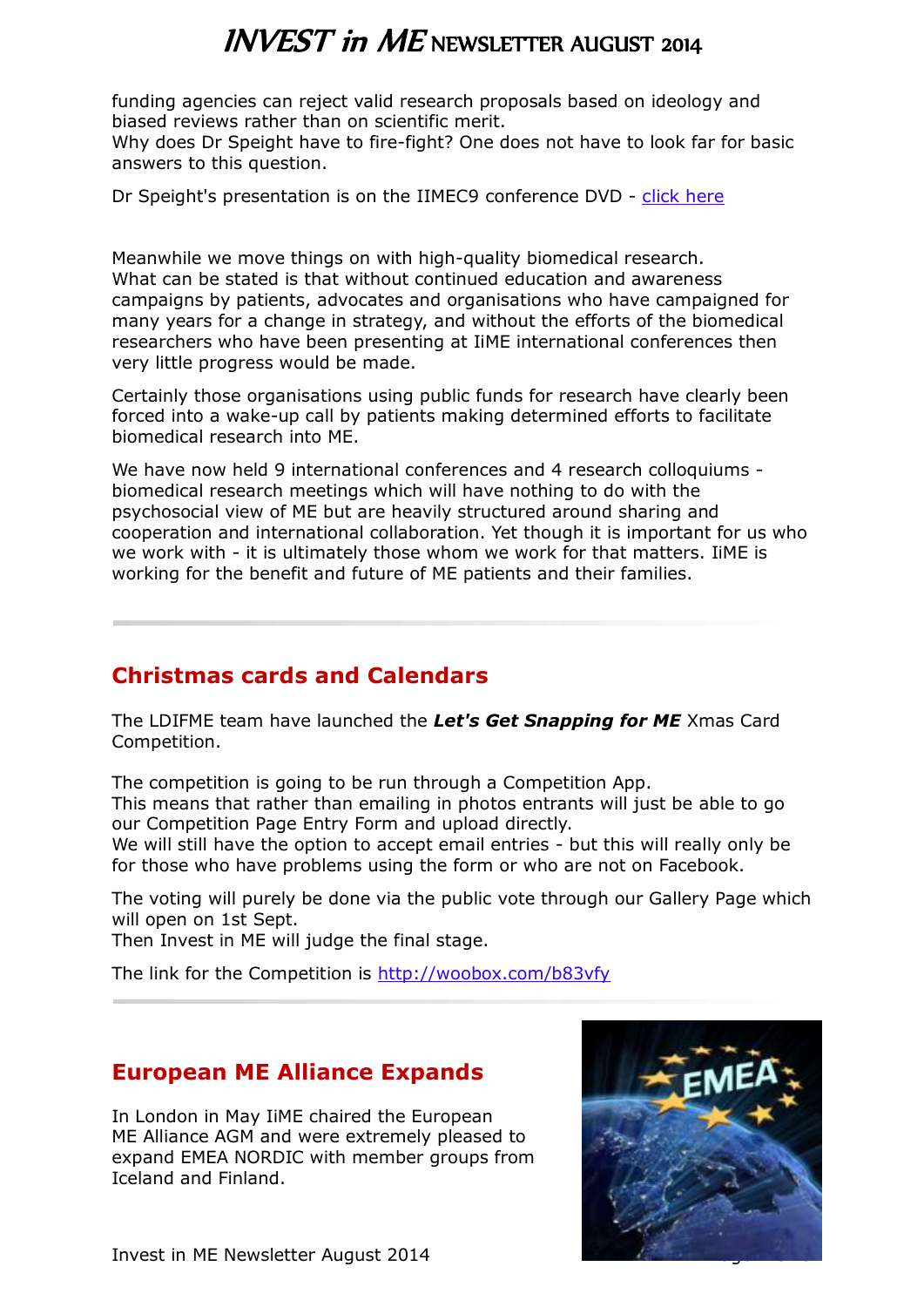funding agencies can reject valid research proposals based on ideology and biased reviews rather than on scientific merit.
Why does Dr Speight have to fire-fight? One does not have to look far for basic answers to this question.

Dr Speight's presentation is on the IIMEC9 conference DVD - click here

Meanwhile we move things on with high-quality biomedical research.
What can be stated is that without continued education and awareness campaigns by patients, advocates and organisations who have campaigned for many years for a change in strategy, and without the efforts of the biomedical researchers who have been presenting at IiME international conferences then very little progress would be made.

Certainly those organisations using public funds for research have clearly been forced into a wake-up call by patients making determined efforts to facilitate biomedical research into ME.

We have now held 9 international conferences and 4 research colloquiums - biomedical research meetings which will have nothing to do with the psychosocial view of ME but are heavily structured around sharing and cooperation and international collaboration. Yet though it is important for us who we work with - it is ultimately those whom we work for that matters. IiME is working for the benefit and future of ME patients and their families.

---

## Christmas cards and Calendars

The LDIFME team have launched the ***Let's Get Snapping for ME*** Xmas Card Competition.

The competition is going to be run through a Competition App.
This means that rather than emailing in photos entrants will just be able to go our Competition Page Entry Form and upload directly.
We will still have the option to accept email entries - but this will really only be for those who have problems using the form or who are not on Facebook.

The voting will purely be done via the public vote through our Gallery Page which will open on 1st Sept.
Then Invest in ME will judge the final stage.

The link for the Competition is http://woobox.com/b83vfy

---

## European ME Alliance Expands

In London in May IiME chaired the European ME Alliance AGM and were extremely pleased to expand EMEA NORDIC with member groups from Iceland and Finland.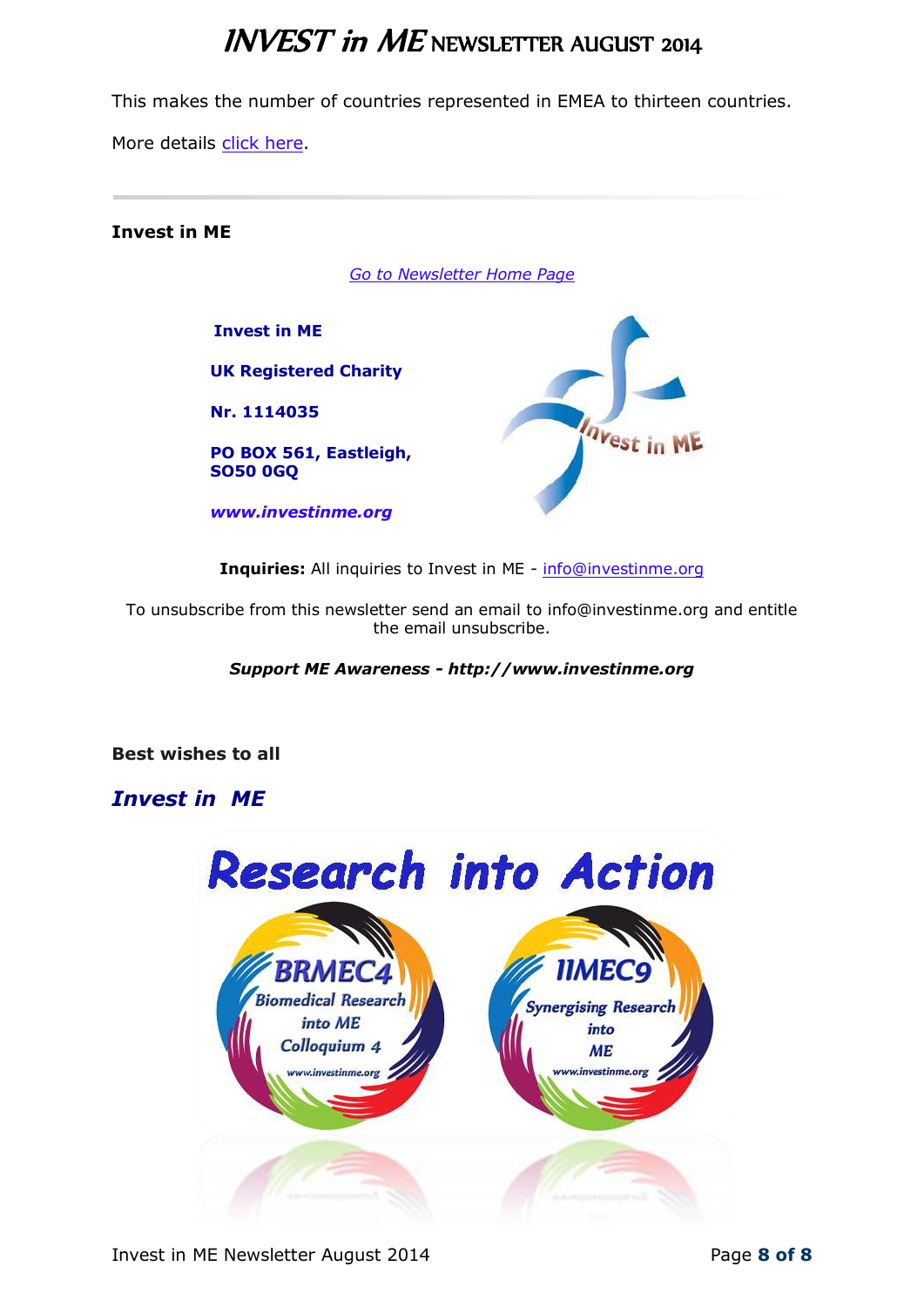This makes the number of countries represented in EMEA to thirteen countries.

More details click here.

---

**Invest in ME**

*Go to Newsletter Home Page*

**Invest in ME**

**UK Registered Charity**

**Nr. 1114035**

**PO BOX 561, Eastleigh, SO50 0GQ**

***www.investinme.org***

**Inquiries:** All inquiries to Invest in ME - info@investinme.org

To unsubscribe from this newsletter send an email to info@investinme.org and entitle the email unsubscribe.

***Support ME Awareness - http://www.investinme.org***

**Best wishes to all**

***Invest in ME***